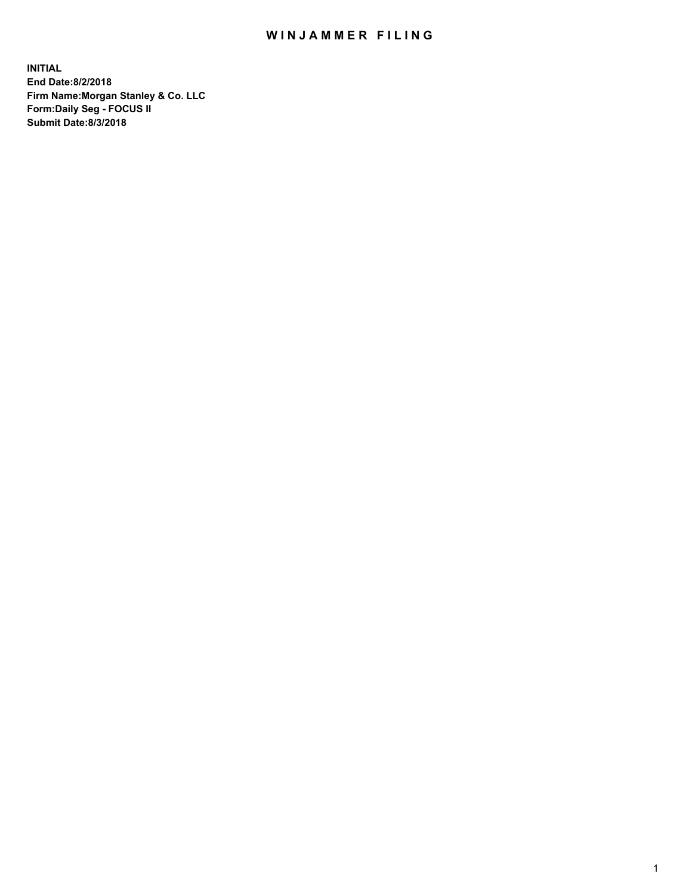# WINJAMMER FILING

**INITIAL**
**End Date:8/2/2018**
**Firm Name:Morgan Stanley & Co. LLC**
**Form:Daily Seg - FOCUS II**
**Submit Date:8/3/2018**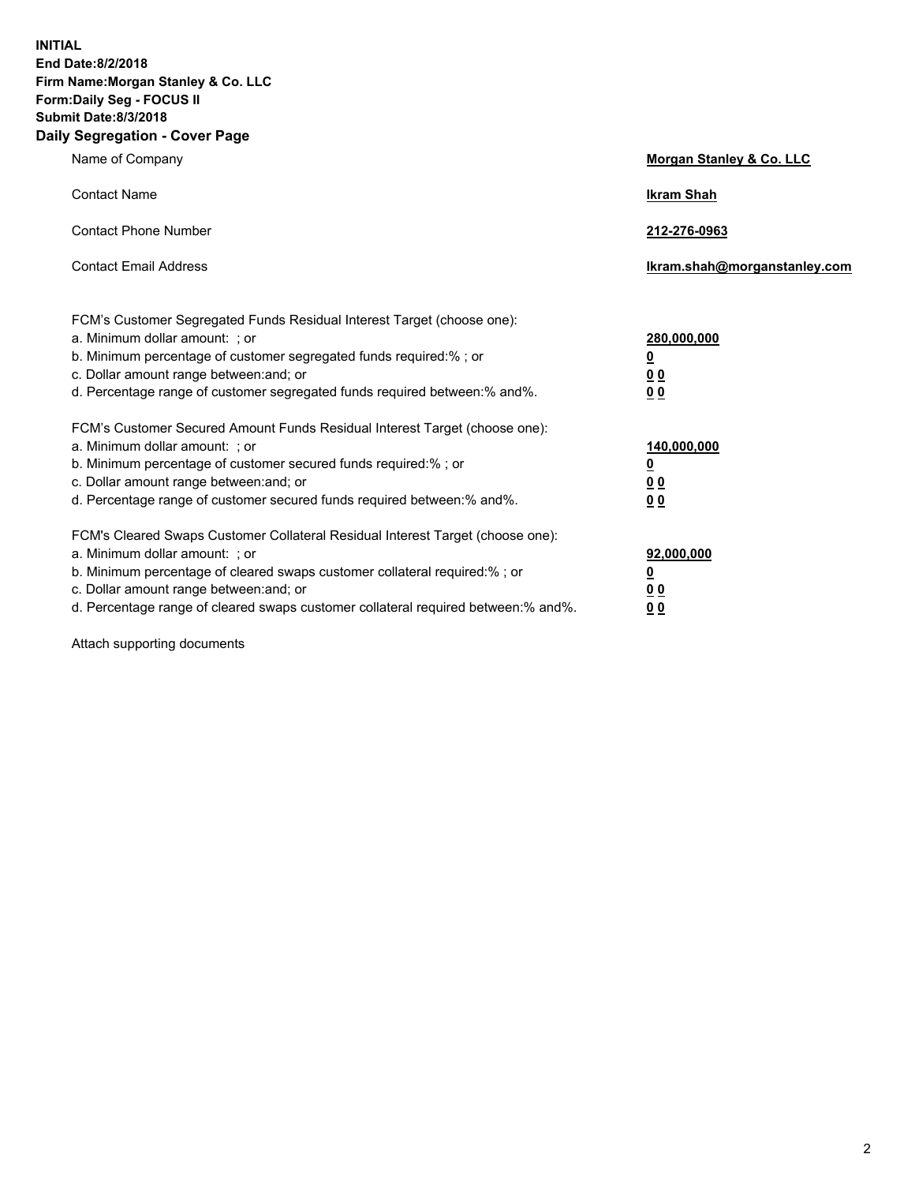**INITIAL**
**End Date:8/2/2018**
**Firm Name:Morgan Stanley & Co. LLC**
**Form:Daily Seg - FOCUS II**
**Submit Date:8/3/2018**
**Daily Segregation - Cover Page**

| | |
|---|---|
| Name of Company | **Morgan Stanley & Co. LLC** |
| Contact Name | **Ikram Shah** |
| Contact Phone Number | **212-276-0963** |
| Contact Email Address | **Ikram.shah@morganstanley.com** |

| | |
|---|---|
| FCM's Customer Segregated Funds Residual Interest Target (choose one): | |
| a. Minimum dollar amount: ; or | **280,000,000** |
| b. Minimum percentage of customer segregated funds required:% ; or | **0** |
| c. Dollar amount range between:and; or | **0 0** |
| d. Percentage range of customer segregated funds required between:% and%. | **0 0** |
| FCM's Customer Secured Amount Funds Residual Interest Target (choose one): | |
| a. Minimum dollar amount: ; or | **140,000,000** |
| b. Minimum percentage of customer secured funds required:% ; or | **0** |
| c. Dollar amount range between:and; or | **0 0** |
| d. Percentage range of customer secured funds required between:% and%. | **0 0** |
| FCM's Cleared Swaps Customer Collateral Residual Interest Target (choose one): | |
| a. Minimum dollar amount: ; or | **92,000,000** |
| b. Minimum percentage of cleared swaps customer collateral required:% ; or | **0** |
| c. Dollar amount range between:and; or | **0 0** |
| d. Percentage range of cleared swaps customer collateral required between:% and%. | **0 0** |

Attach supporting documents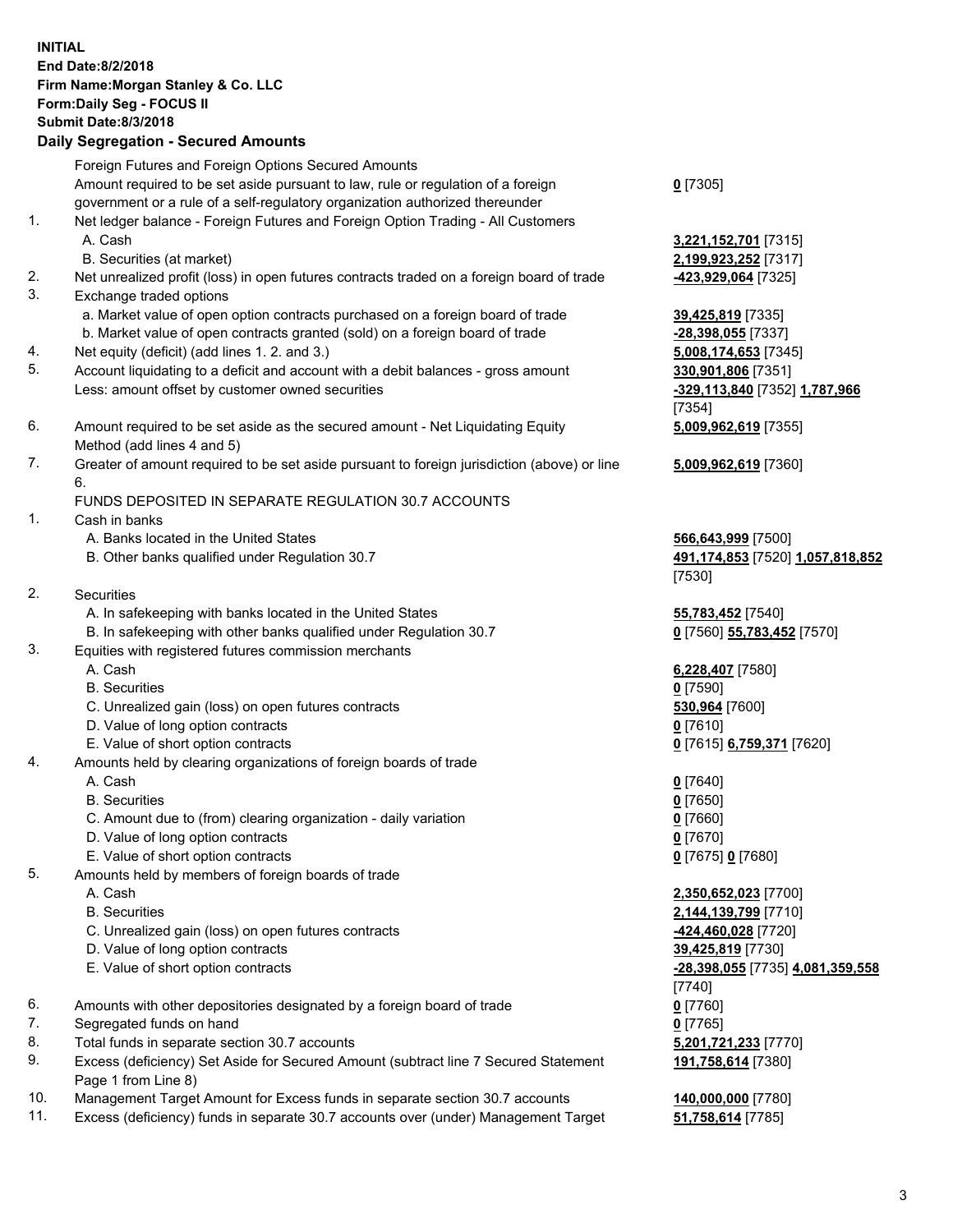**INITIAL**
**End Date:8/2/2018**
**Firm Name:Morgan Stanley & Co. LLC**
**Form:Daily Seg - FOCUS II**
**Submit Date:8/3/2018**

## Daily Segregation - Secured Amounts

| | | |
|---|---|---|
| | Foreign Futures and Foreign Options Secured Amounts | |
| | Amount required to be set aside pursuant to law, rule or regulation of a foreign government or a rule of a self-regulatory organization authorized thereunder | **0** [7305] |
| 1. | Net ledger balance - Foreign Futures and Foreign Option Trading - All Customers | |
| | A. Cash | **3,221,152,701** [7315] |
| | B. Securities (at market) | **2,199,923,252** [7317] |
| 2. | Net unrealized profit (loss) in open futures contracts traded on a foreign board of trade | **-423,929,064** [7325] |
| 3. | Exchange traded options | |
| | a. Market value of open option contracts purchased on a foreign board of trade | **39,425,819** [7335] |
| | b. Market value of open contracts granted (sold) on a foreign board of trade | **-28,398,055** [7337] |
| 4. | Net equity (deficit) (add lines 1. 2. and 3.) | **5,008,174,653** [7345] |
| 5. | Account liquidating to a deficit and account with a debit balances - gross amount | **330,901,806** [7351] |
| | Less: amount offset by customer owned securities | **-329,113,840** [7352] **1,787,966** [7354] |
| 6. | Amount required to be set aside as the secured amount - Net Liquidating Equity Method (add lines 4 and 5) | **5,009,962,619** [7355] |
| 7. | Greater of amount required to be set aside pursuant to foreign jurisdiction (above) or line 6. | **5,009,962,619** [7360] |
| | FUNDS DEPOSITED IN SEPARATE REGULATION 30.7 ACCOUNTS | |
| 1. | Cash in banks | |
| | A. Banks located in the United States | **566,643,999** [7500] |
| | B. Other banks qualified under Regulation 30.7 | **491,174,853** [7520] **1,057,818,852** [7530] |
| 2. | Securities | |
| | A. In safekeeping with banks located in the United States | **55,783,452** [7540] |
| | B. In safekeeping with other banks qualified under Regulation 30.7 | **0** [7560] **55,783,452** [7570] |
| 3. | Equities with registered futures commission merchants | |
| | A. Cash | **6,228,407** [7580] |
| | B. Securities | **0** [7590] |
| | C. Unrealized gain (loss) on open futures contracts | **530,964** [7600] |
| | D. Value of long option contracts | **0** [7610] |
| | E. Value of short option contracts | **0** [7615] **6,759,371** [7620] |
| 4. | Amounts held by clearing organizations of foreign boards of trade | |
| | A. Cash | **0** [7640] |
| | B. Securities | **0** [7650] |
| | C. Amount due to (from) clearing organization - daily variation | **0** [7660] |
| | D. Value of long option contracts | **0** [7670] |
| | E. Value of short option contracts | **0** [7675] **0** [7680] |
| 5. | Amounts held by members of foreign boards of trade | |
| | A. Cash | **2,350,652,023** [7700] |
| | B. Securities | **2,144,139,799** [7710] |
| | C. Unrealized gain (loss) on open futures contracts | **-424,460,028** [7720] |
| | D. Value of long option contracts | **39,425,819** [7730] |
| | E. Value of short option contracts | **-28,398,055** [7735] **4,081,359,558** [7740] |
| 6. | Amounts with other depositories designated by a foreign board of trade | **0** [7760] |
| 7. | Segregated funds on hand | **0** [7765] |
| 8. | Total funds in separate section 30.7 accounts | **5,201,721,233** [7770] |
| 9. | Excess (deficiency) Set Aside for Secured Amount (subtract line 7 Secured Statement Page 1 from Line 8) | **191,758,614** [7380] |
| 10. | Management Target Amount for Excess funds in separate section 30.7 accounts | **140,000,000** [7780] |
| 11. | Excess (deficiency) funds in separate 30.7 accounts over (under) Management Target | **51,758,614** [7785] |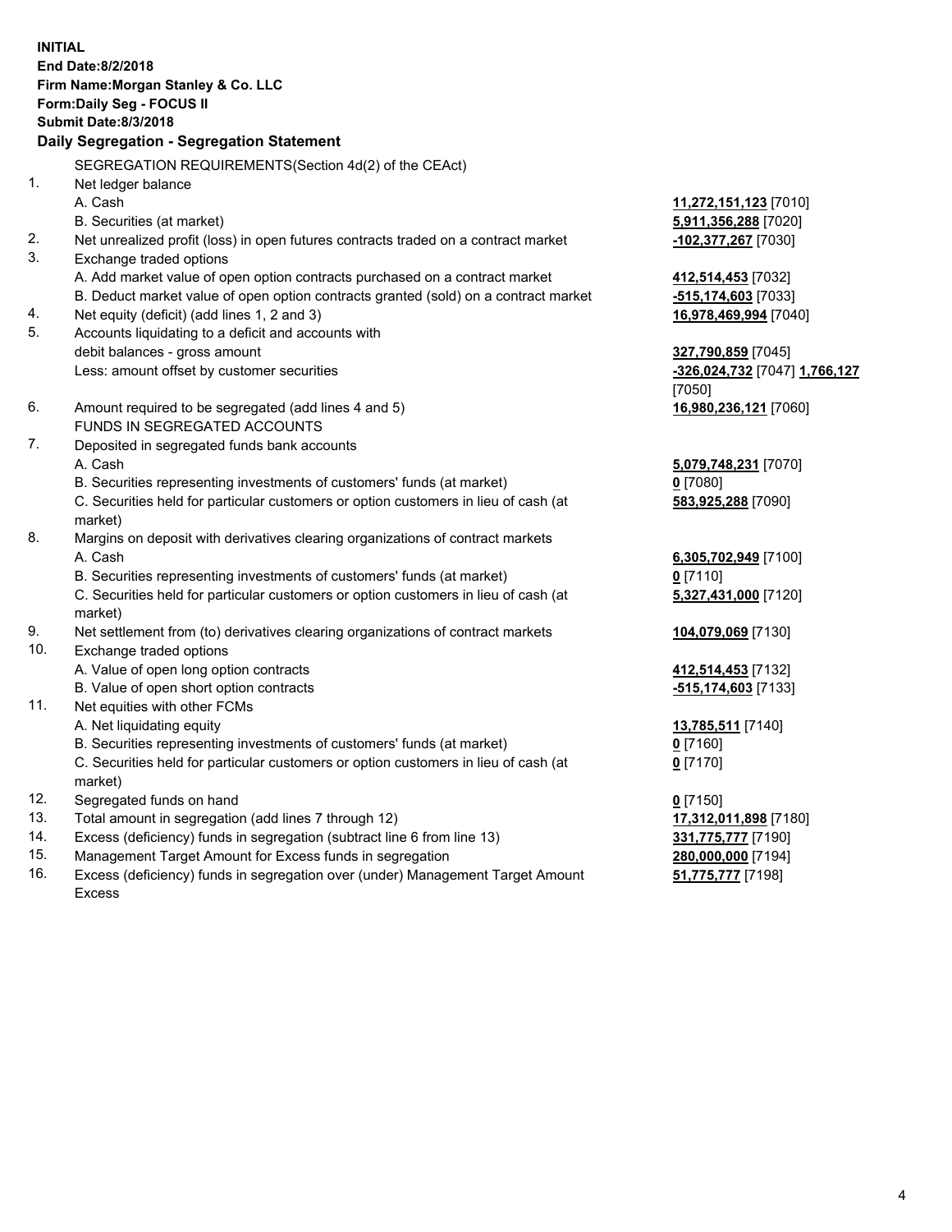**INITIAL**
**End Date:8/2/2018**
**Firm Name:Morgan Stanley & Co. LLC**
**Form:Daily Seg - FOCUS II**
**Submit Date:8/3/2018**
**Daily Segregation - Segregation Statement**

SEGREGATION REQUIREMENTS(Section 4d(2) of the CEAct)

| | | |
|---|---|---|
| 1. | Net ledger balance | |
| | A. Cash | 11,272,151,123 [7010] |
| | B. Securities (at market) | 5,911,356,288 [7020] |
| 2. | Net unrealized profit (loss) in open futures contracts traded on a contract market | -102,377,267 [7030] |
| 3. | Exchange traded options | |
| | A. Add market value of open option contracts purchased on a contract market | 412,514,453 [7032] |
| | B. Deduct market value of open option contracts granted (sold) on a contract market | -515,174,603 [7033] |
| 4. | Net equity (deficit) (add lines 1, 2 and 3) | 16,978,469,994 [7040] |
| 5. | Accounts liquidating to a deficit and accounts with debit balances - gross amount | 327,790,859 [7045] |
| | Less: amount offset by customer securities | -326,024,732 [7047] 1,766,127 [7050] |
| 6. | Amount required to be segregated (add lines 4 and 5) | 16,980,236,121 [7060] |
| | FUNDS IN SEGREGATED ACCOUNTS | |
| 7. | Deposited in segregated funds bank accounts | |
| | A. Cash | 5,079,748,231 [7070] |
| | B. Securities representing investments of customers' funds (at market) | 0 [7080] |
| | C. Securities held for particular customers or option customers in lieu of cash (at market) | 583,925,288 [7090] |
| 8. | Margins on deposit with derivatives clearing organizations of contract markets | |
| | A. Cash | 6,305,702,949 [7100] |
| | B. Securities representing investments of customers' funds (at market) | 0 [7110] |
| | C. Securities held for particular customers or option customers in lieu of cash (at market) | 5,327,431,000 [7120] |
| 9. | Net settlement from (to) derivatives clearing organizations of contract markets | 104,079,069 [7130] |
| 10. | Exchange traded options | |
| | A. Value of open long option contracts | 412,514,453 [7132] |
| | B. Value of open short option contracts | -515,174,603 [7133] |
| 11. | Net equities with other FCMs | |
| | A. Net liquidating equity | 13,785,511 [7140] |
| | B. Securities representing investments of customers' funds (at market) | 0 [7160] |
| | C. Securities held for particular customers or option customers in lieu of cash (at market) | 0 [7170] |
| 12. | Segregated funds on hand | 0 [7150] |
| 13. | Total amount in segregation (add lines 7 through 12) | 17,312,011,898 [7180] |
| 14. | Excess (deficiency) funds in segregation (subtract line 6 from line 13) | 331,775,777 [7190] |
| 15. | Management Target Amount for Excess funds in segregation | 280,000,000 [7194] |
| 16. | Excess (deficiency) funds in segregation over (under) Management Target Amount Excess | 51,775,777 [7198] |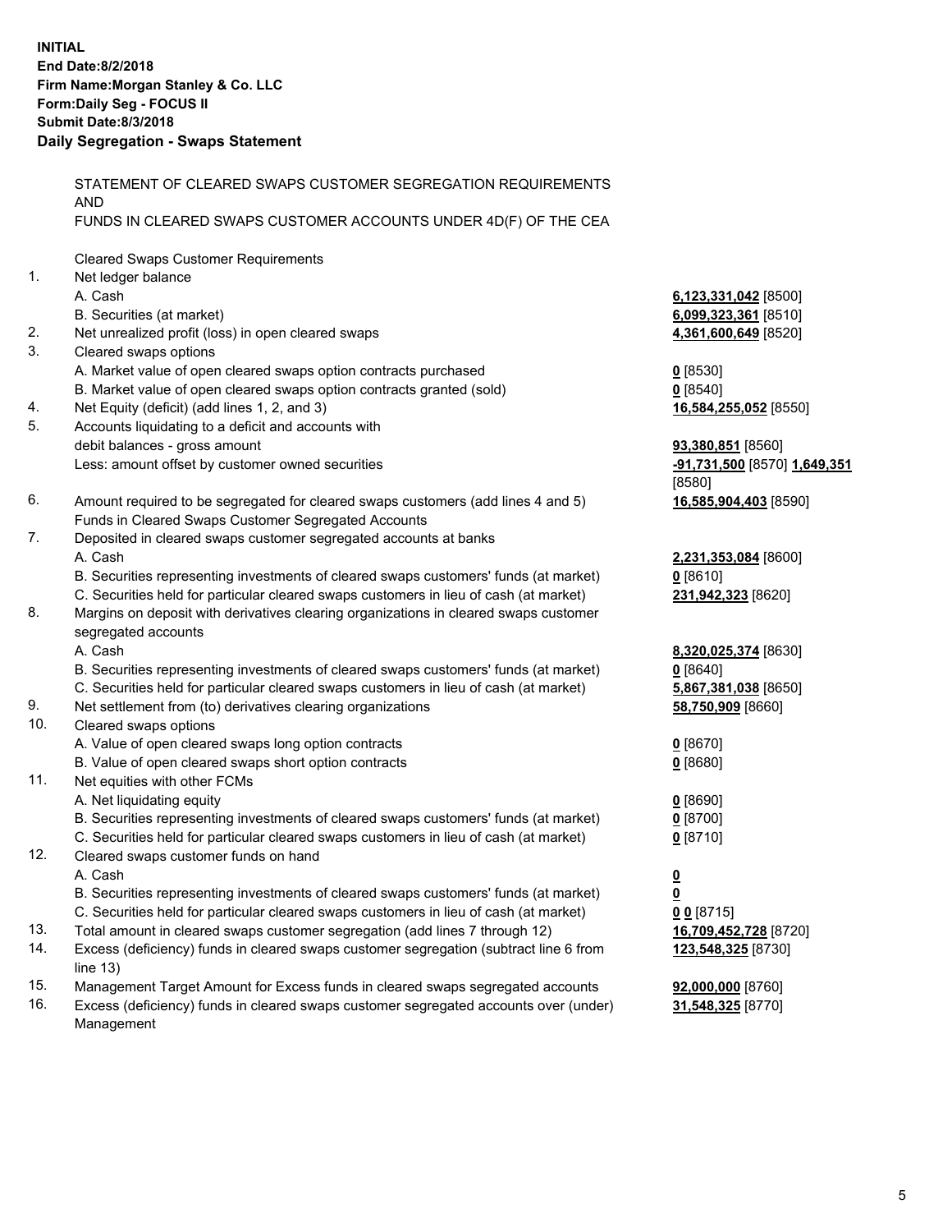**INITIAL**
**End Date:8/2/2018**
**Firm Name:Morgan Stanley & Co. LLC**
**Form:Daily Seg - FOCUS II**
**Submit Date:8/3/2018**
**Daily Segregation - Swaps Statement**

STATEMENT OF CLEARED SWAPS CUSTOMER SEGREGATION REQUIREMENTS AND FUNDS IN CLEARED SWAPS CUSTOMER ACCOUNTS UNDER 4D(F) OF THE CEA

| | | |
|---|---|---|
| | Cleared Swaps Customer Requirements | |
| 1. | Net ledger balance | |
| | A. Cash | **6,123,331,042** [8500] |
| | B. Securities (at market) | **6,099,323,361** [8510] |
| 2. | Net unrealized profit (loss) in open cleared swaps | **4,361,600,649** [8520] |
| 3. | Cleared swaps options | |
| | A. Market value of open cleared swaps option contracts purchased | **0** [8530] |
| | B. Market value of open cleared swaps option contracts granted (sold) | **0** [8540] |
| 4. | Net Equity (deficit) (add lines 1, 2, and 3) | **16,584,255,052** [8550] |
| 5. | Accounts liquidating to a deficit and accounts with debit balances - gross amount | **93,380,851** [8560] |
| | Less: amount offset by customer owned securities | **-91,731,500** [8570] **1,649,351** [8580] |
| 6. | Amount required to be segregated for cleared swaps customers (add lines 4 and 5) | **16,585,904,403** [8590] |
| | Funds in Cleared Swaps Customer Segregated Accounts | |
| 7. | Deposited in cleared swaps customer segregated accounts at banks | |
| | A. Cash | **2,231,353,084** [8600] |
| | B. Securities representing investments of cleared swaps customers' funds (at market) | **0** [8610] |
| | C. Securities held for particular cleared swaps customers in lieu of cash (at market) | **231,942,323** [8620] |
| 8. | Margins on deposit with derivatives clearing organizations in cleared swaps customer segregated accounts | |
| | A. Cash | **8,320,025,374** [8630] |
| | B. Securities representing investments of cleared swaps customers' funds (at market) | **0** [8640] |
| | C. Securities held for particular cleared swaps customers in lieu of cash (at market) | **5,867,381,038** [8650] |
| 9. | Net settlement from (to) derivatives clearing organizations | **58,750,909** [8660] |
| 10. | Cleared swaps options | |
| | A. Value of open cleared swaps long option contracts | **0** [8670] |
| | B. Value of open cleared swaps short option contracts | **0** [8680] |
| 11. | Net equities with other FCMs | |
| | A. Net liquidating equity | **0** [8690] |
| | B. Securities representing investments of cleared swaps customers' funds (at market) | **0** [8700] |
| | C. Securities held for particular cleared swaps customers in lieu of cash (at market) | **0** [8710] |
| 12. | Cleared swaps customer funds on hand | |
| | A. Cash | **0** |
| | B. Securities representing investments of cleared swaps customers' funds (at market) | **0** |
| | C. Securities held for particular cleared swaps customers in lieu of cash (at market) | **0** **0** [8715] |
| 13. | Total amount in cleared swaps customer segregation (add lines 7 through 12) | **16,709,452,728** [8720] |
| 14. | Excess (deficiency) funds in cleared swaps customer segregation (subtract line 6 from line 13) | **123,548,325** [8730] |
| 15. | Management Target Amount for Excess funds in cleared swaps segregated accounts | **92,000,000** [8760] |
| 16. | Excess (deficiency) funds in cleared swaps customer segregated accounts over (under) Management | **31,548,325** [8770] |